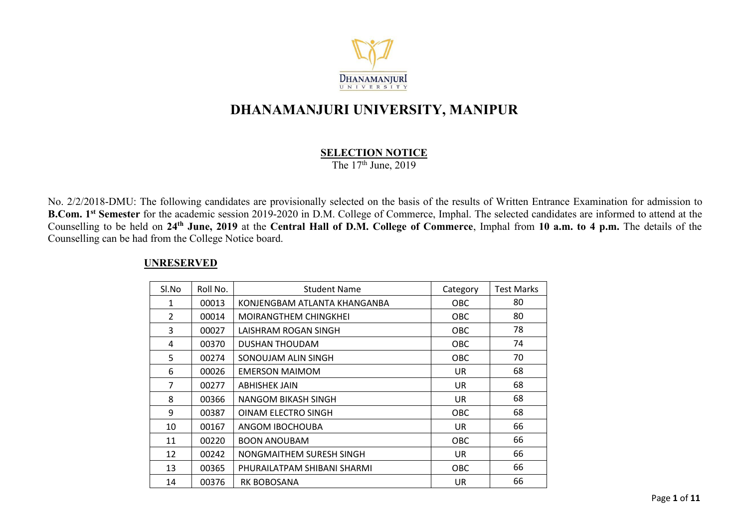# DHANAMANJURI UNIVERSITY, MANIPUR

## SELECTION NOTICE

The 17th June, 2019

No. 2/2/2018-DMU: The following candidates are provisionally selected on the basis of the results of Written Entrance Examination for admission to **B.Com. 1st Semester** for the academic session 2019-2020 in D.M. College of Commerce, Imphal. The selected candidates are informed to attend at the Counselling to be held on **24th June, 2019** at the **Central Hall of D.M. College of Commerce**, Imphal from **10 a.m. to 4 p.m.** The details of the Counselling can be had from the College Notice board.

### UNRESERVED

| Sl.No | Roll No. | Student Name | Category | Test Marks |
|---|---|---|---|---|
| 1 | 00013 | KONJENGBAM ATLANTA KHANGANBA | OBC | 80 |
| 2 | 00014 | MOIRANGTHEM CHINGKHEI | OBC | 80 |
| 3 | 00027 | LAISHRAM ROGAN SINGH | OBC | 78 |
| 4 | 00370 | DUSHAN THOUDAM | OBC | 74 |
| 5 | 00274 | SONOUJAM ALIN SINGH | OBC | 70 |
| 6 | 00026 | EMERSON MAIMOM | UR | 68 |
| 7 | 00277 | ABHISHEK JAIN | UR | 68 |
| 8 | 00366 | NANGOM BIKASH SINGH | UR | 68 |
| 9 | 00387 | OINAM ELECTRO SINGH | OBC | 68 |
| 10 | 00167 | ANGOM IBOCHOUBA | UR | 66 |
| 11 | 00220 | BOON ANOUBAM | OBC | 66 |
| 12 | 00242 | NONGMAITHEM SURESH SINGH | UR | 66 |
| 13 | 00365 | PHURAILATPAM SHIBANI SHARMI | OBC | 66 |
| 14 | 00376 | RK BOBOSANA | UR | 66 |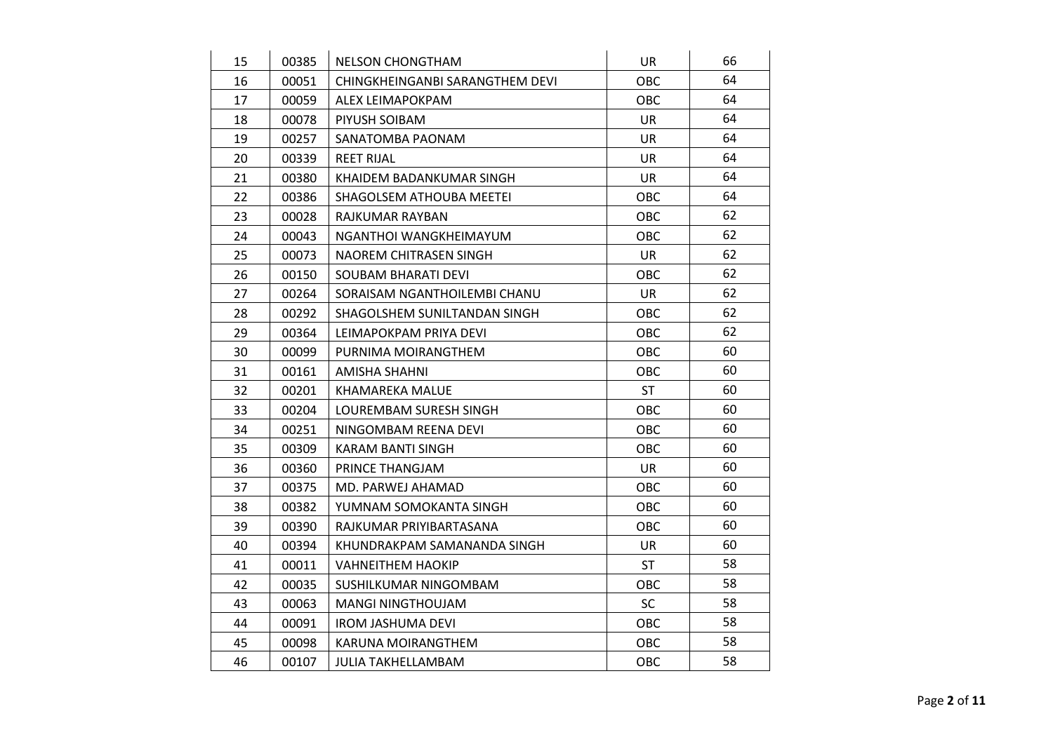| 15 | 00385 | NELSON CHONGTHAM | UR | 66 |
|---|---|---|---|---|
| 16 | 00051 | CHINGKHEINGANBI SARANGTHEM DEVI | OBC | 64 |
| 17 | 00059 | ALEX LEIMAPOKPAM | OBC | 64 |
| 18 | 00078 | PIYUSH SOIBAM | UR | 64 |
| 19 | 00257 | SANATOMBA PAONAM | UR | 64 |
| 20 | 00339 | REET RIJAL | UR | 64 |
| 21 | 00380 | KHAIDEM BADANKUMAR SINGH | UR | 64 |
| 22 | 00386 | SHAGOLSEM ATHOUBA MEETEI | OBC | 64 |
| 23 | 00028 | RAJKUMAR RAYBAN | OBC | 62 |
| 24 | 00043 | NGANTHOI WANGKHEIMAYUM | OBC | 62 |
| 25 | 00073 | NAOREM CHITRASEN SINGH | UR | 62 |
| 26 | 00150 | SOUBAM BHARATI DEVI | OBC | 62 |
| 27 | 00264 | SORAISAM NGANTHOILEMBI CHANU | UR | 62 |
| 28 | 00292 | SHAGOLSHEM SUNILTANDAN SINGH | OBC | 62 |
| 29 | 00364 | LEIMAPOKPAM PRIYA DEVI | OBC | 62 |
| 30 | 00099 | PURNIMA MOIRANGTHEM | OBC | 60 |
| 31 | 00161 | AMISHA SHAHNI | OBC | 60 |
| 32 | 00201 | KHAMAREKA MALUE | ST | 60 |
| 33 | 00204 | LOUREMBAM SURESH SINGH | OBC | 60 |
| 34 | 00251 | NINGOMBAM REENA DEVI | OBC | 60 |
| 35 | 00309 | KARAM BANTI SINGH | OBC | 60 |
| 36 | 00360 | PRINCE THANGJAM | UR | 60 |
| 37 | 00375 | MD. PARWEJ AHAMAD | OBC | 60 |
| 38 | 00382 | YUMNAM SOMOKANTA SINGH | OBC | 60 |
| 39 | 00390 | RAJKUMAR PRIYIBARTASANA | OBC | 60 |
| 40 | 00394 | KHUNDRAKPAM SAMANANDA SINGH | UR | 60 |
| 41 | 00011 | VAHNEITHEM HAOKIP | ST | 58 |
| 42 | 00035 | SUSHILKUMAR NINGOMBAM | OBC | 58 |
| 43 | 00063 | MANGI NINGTHOUJAM | SC | 58 |
| 44 | 00091 | IROM JASHUMA DEVI | OBC | 58 |
| 45 | 00098 | KARUNA MOIRANGTHEM | OBC | 58 |
| 46 | 00107 | JULIA TAKHELLAMBAM | OBC | 58 |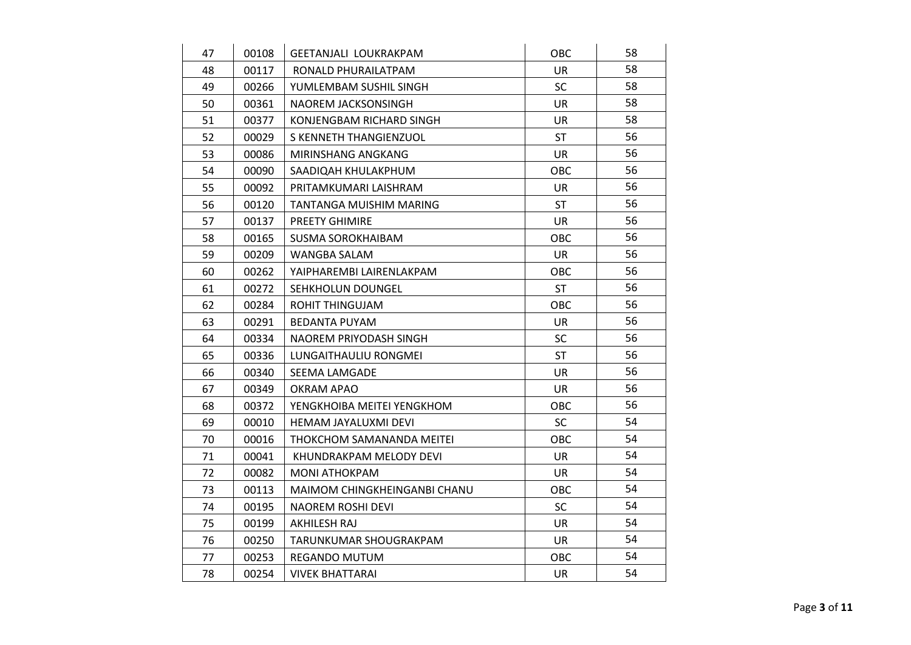| 47 | 00108 | GEETANJALI LOUKRAKPAM | OBC | 58 |
|---|---|---|---|---|
| 48 | 00117 | RONALD PHURAILATPAM | UR | 58 |
| 49 | 00266 | YUMLEMBAM SUSHIL SINGH | SC | 58 |
| 50 | 00361 | NAOREM JACKSONSINGH | UR | 58 |
| 51 | 00377 | KONJENGBAM RICHARD SINGH | UR | 58 |
| 52 | 00029 | S KENNETH THANGIENZUOL | ST | 56 |
| 53 | 00086 | MIRINSHANG ANGKANG | UR | 56 |
| 54 | 00090 | SAADIQAH KHULAKPHUM | OBC | 56 |
| 55 | 00092 | PRITAMKUMARI LAISHRAM | UR | 56 |
| 56 | 00120 | TANTANGA MUISHIM MARING | ST | 56 |
| 57 | 00137 | PREETY GHIMIRE | UR | 56 |
| 58 | 00165 | SUSMA SOROKHAIBAM | OBC | 56 |
| 59 | 00209 | WANGBA SALAM | UR | 56 |
| 60 | 00262 | YAIPHAREMBI LAIRENLAKPAM | OBC | 56 |
| 61 | 00272 | SEHKHOLUN DOUNGEL | ST | 56 |
| 62 | 00284 | ROHIT THINGUJAM | OBC | 56 |
| 63 | 00291 | BEDANTA PUYAM | UR | 56 |
| 64 | 00334 | NAOREM PRIYODASH SINGH | SC | 56 |
| 65 | 00336 | LUNGAITHAULIU RONGMEI | ST | 56 |
| 66 | 00340 | SEEMA LAMGADE | UR | 56 |
| 67 | 00349 | OKRAM APAO | UR | 56 |
| 68 | 00372 | YENGKHOIBA MEITEI YENGKHOM | OBC | 56 |
| 69 | 00010 | HEMAM JAYALUXMI DEVI | SC | 54 |
| 70 | 00016 | THOKCHOM SAMANANDA MEITEI | OBC | 54 |
| 71 | 00041 | KHUNDRAKPAM MELODY DEVI | UR | 54 |
| 72 | 00082 | MONI ATHOKPAM | UR | 54 |
| 73 | 00113 | MAIMOM CHINGKHEINGANBI CHANU | OBC | 54 |
| 74 | 00195 | NAOREM ROSHI DEVI | SC | 54 |
| 75 | 00199 | AKHILESH RAJ | UR | 54 |
| 76 | 00250 | TARUNKUMAR SHOUGRAKPAM | UR | 54 |
| 77 | 00253 | REGANDO MUTUM | OBC | 54 |
| 78 | 00254 | VIVEK BHATTARAI | UR | 54 |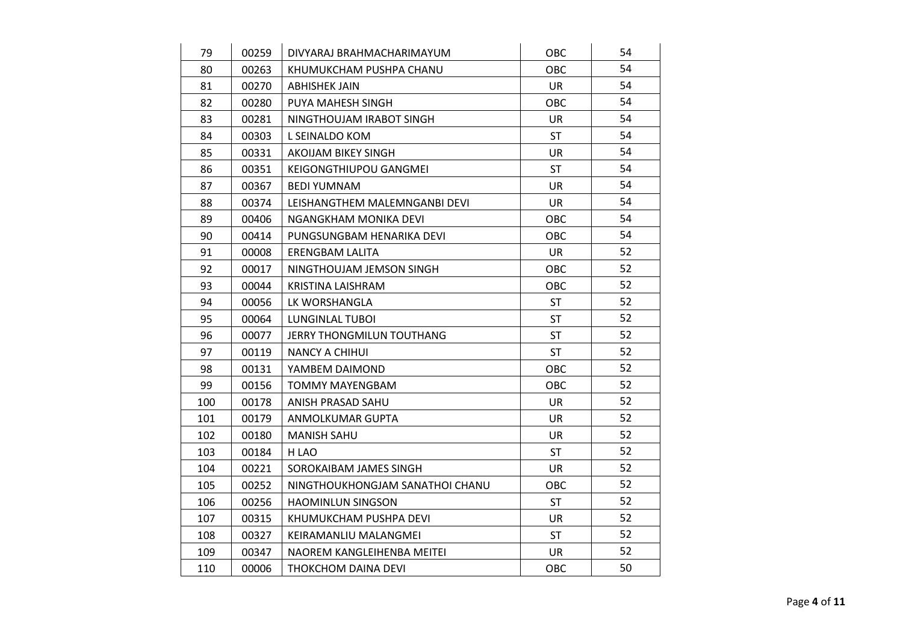| | | | | |
|---|---|---|---|---|
| 79 | 00259 | DIVYARAJ BRAHMACHARIMAYUM | OBC | 54 |
| 80 | 00263 | KHUMUKCHAM PUSHPA CHANU | OBC | 54 |
| 81 | 00270 | ABHISHEK JAIN | UR | 54 |
| 82 | 00280 | PUYA MAHESH SINGH | OBC | 54 |
| 83 | 00281 | NINGTHOUJAM IRABOT SINGH | UR | 54 |
| 84 | 00303 | L SEINALDO KOM | ST | 54 |
| 85 | 00331 | AKOIJAM BIKEY SINGH | UR | 54 |
| 86 | 00351 | KEIGONGTHIUPOU GANGMEI | ST | 54 |
| 87 | 00367 | BEDI YUMNAM | UR | 54 |
| 88 | 00374 | LEISHANGTHEM MALEMNGANBI DEVI | UR | 54 |
| 89 | 00406 | NGANGKHAM MONIKA DEVI | OBC | 54 |
| 90 | 00414 | PUNGSUNGBAM HENARIKA DEVI | OBC | 54 |
| 91 | 00008 | ERENGBAM LALITA | UR | 52 |
| 92 | 00017 | NINGTHOUJAM JEMSON SINGH | OBC | 52 |
| 93 | 00044 | KRISTINA LAISHRAM | OBC | 52 |
| 94 | 00056 | LK WORSHANGLA | ST | 52 |
| 95 | 00064 | LUNGINLAL TUBOI | ST | 52 |
| 96 | 00077 | JERRY THONGMILUN TOUTHANG | ST | 52 |
| 97 | 00119 | NANCY A CHIHUI | ST | 52 |
| 98 | 00131 | YAMBEM DAIMOND | OBC | 52 |
| 99 | 00156 | TOMMY MAYENGBAM | OBC | 52 |
| 100 | 00178 | ANISH PRASAD SAHU | UR | 52 |
| 101 | 00179 | ANMOLKUMAR GUPTA | UR | 52 |
| 102 | 00180 | MANISH SAHU | UR | 52 |
| 103 | 00184 | H LAO | ST | 52 |
| 104 | 00221 | SOROKAIBAM JAMES SINGH | UR | 52 |
| 105 | 00252 | NINGTHOUKHONGJAM SANATHOI CHANU | OBC | 52 |
| 106 | 00256 | HAOMINLUN SINGSON | ST | 52 |
| 107 | 00315 | KHUMUKCHAM PUSHPA DEVI | UR | 52 |
| 108 | 00327 | KEIRAMANLIU MALANGMEI | ST | 52 |
| 109 | 00347 | NAOREM KANGLEIHENBA MEITEI | UR | 52 |
| 110 | 00006 | THOKCHOM DAINA DEVI | OBC | 50 |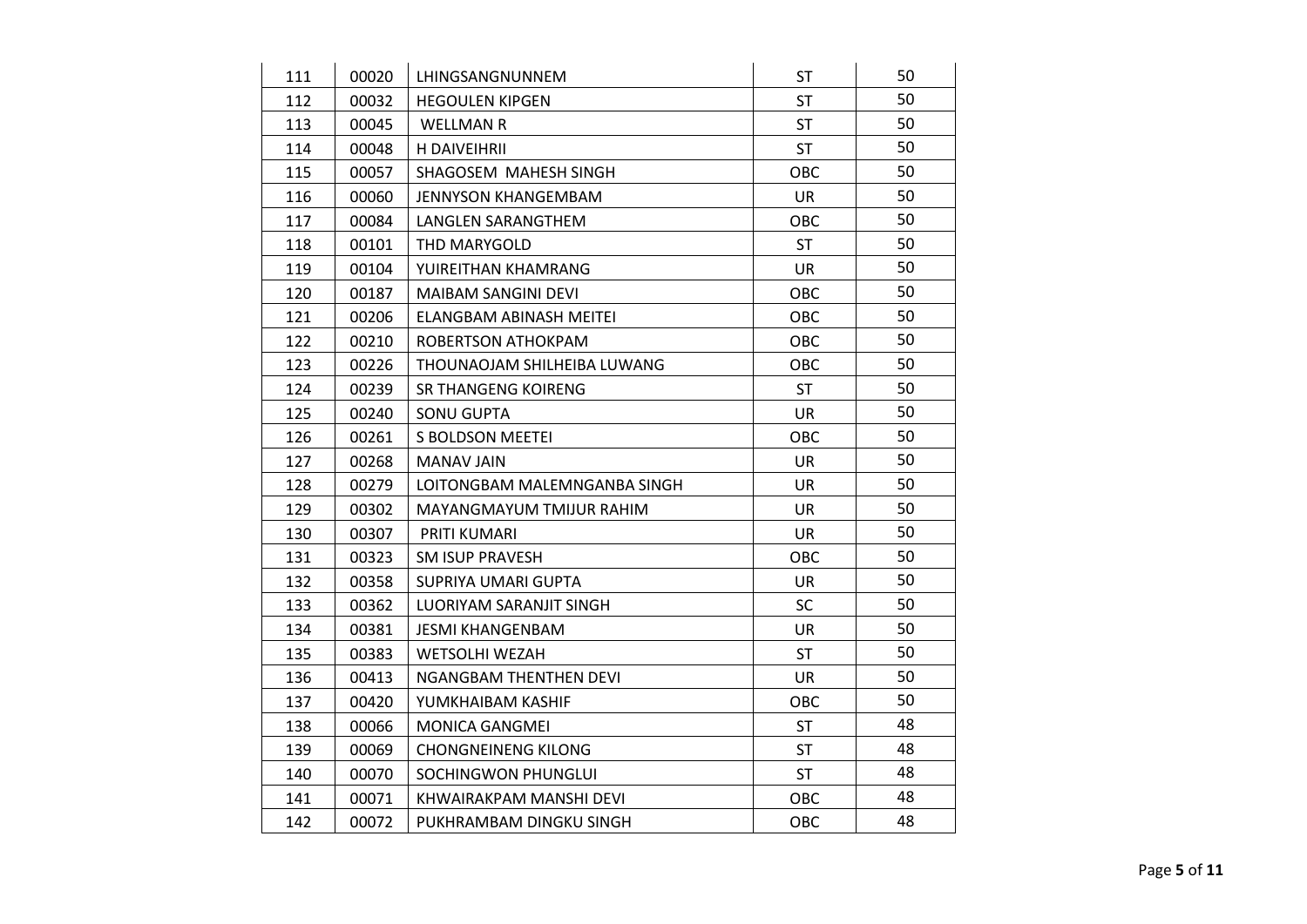| 111 | 00020 | LHINGSANGNUNNEM | ST | 50 |
|---|---|---|---|---|
| 112 | 00032 | HEGOULEN KIPGEN | ST | 50 |
| 113 | 00045 | WELLMAN R | ST | 50 |
| 114 | 00048 | H DAIVEIHRII | ST | 50 |
| 115 | 00057 | SHAGOSEM MAHESH SINGH | OBC | 50 |
| 116 | 00060 | JENNYSON KHANGEMBAM | UR | 50 |
| 117 | 00084 | LANGLEN SARANGTHEM | OBC | 50 |
| 118 | 00101 | THD MARYGOLD | ST | 50 |
| 119 | 00104 | YUIREITHAN KHAMRANG | UR | 50 |
| 120 | 00187 | MAIBAM SANGINI DEVI | OBC | 50 |
| 121 | 00206 | ELANGBAM ABINASH MEITEI | OBC | 50 |
| 122 | 00210 | ROBERTSON ATHOKPAM | OBC | 50 |
| 123 | 00226 | THOUNAOJAM SHILHEIBA LUWANG | OBC | 50 |
| 124 | 00239 | SR THANGENG KOIRENG | ST | 50 |
| 125 | 00240 | SONU GUPTA | UR | 50 |
| 126 | 00261 | S BOLDSON MEETEI | OBC | 50 |
| 127 | 00268 | MANAV JAIN | UR | 50 |
| 128 | 00279 | LOITONGBAM MALEMNGANBA SINGH | UR | 50 |
| 129 | 00302 | MAYANGMAYUM TMIJUR RAHIM | UR | 50 |
| 130 | 00307 | PRITI KUMARI | UR | 50 |
| 131 | 00323 | SM ISUP PRAVESH | OBC | 50 |
| 132 | 00358 | SUPRIYA UMARI GUPTA | UR | 50 |
| 133 | 00362 | LUORIYAM SARANJIT SINGH | SC | 50 |
| 134 | 00381 | JESMI KHANGENBAM | UR | 50 |
| 135 | 00383 | WETSOLHI WEZAH | ST | 50 |
| 136 | 00413 | NGANGBAM THENTHEN DEVI | UR | 50 |
| 137 | 00420 | YUMKHAIBAM KASHIF | OBC | 50 |
| 138 | 00066 | MONICA GANGMEI | ST | 48 |
| 139 | 00069 | CHONGNEINENG KILONG | ST | 48 |
| 140 | 00070 | SOCHINGWON PHUNGLUI | ST | 48 |
| 141 | 00071 | KHWAIRAKPAM MANSHI DEVI | OBC | 48 |
| 142 | 00072 | PUKHRAMBAM DINGKU SINGH | OBC | 48 |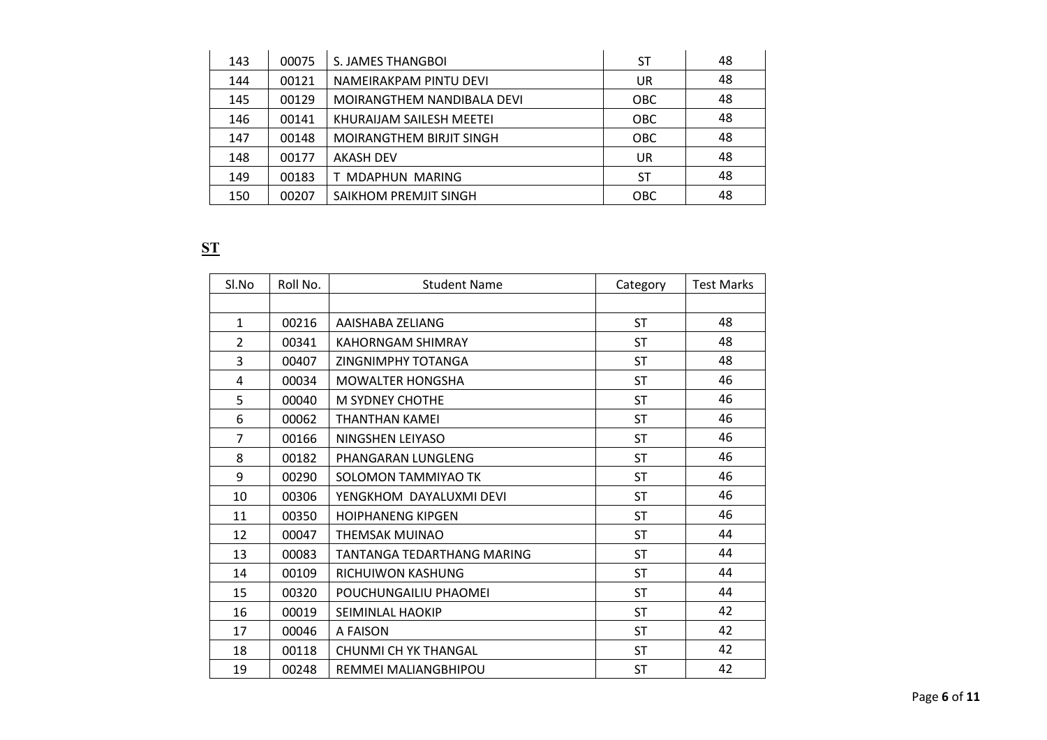| 143 | 00075 | S. JAMES THANGBOI | ST | 48 |
|---|---|---|---|---|
| 144 | 00121 | NAMEIRAKPAM PINTU DEVI | UR | 48 |
| 145 | 00129 | MOIRANGTHEM NANDIBALA DEVI | OBC | 48 |
| 146 | 00141 | KHURAIJAM SAILESH MEETEI | OBC | 48 |
| 147 | 00148 | MOIRANGTHEM BIRJIT SINGH | OBC | 48 |
| 148 | 00177 | AKASH DEV | UR | 48 |
| 149 | 00183 | T MDAPHUN MARING | ST | 48 |
| 150 | 00207 | SAIKHOM PREMJIT SINGH | OBC | 48 |

**ST**

| Sl.No | Roll No. | Student Name | Category | Test Marks |
|---|---|---|---|---|
| | | | | |
| 1 | 00216 | AAISHABA ZELIANG | ST | 48 |
| 2 | 00341 | KAHORNGAM SHIMRAY | ST | 48 |
| 3 | 00407 | ZINGNIMPHY TOTANGA | ST | 48 |
| 4 | 00034 | MOWALTER HONGSHA | ST | 46 |
| 5 | 00040 | M SYDNEY CHOTHE | ST | 46 |
| 6 | 00062 | THANTHAN KAMEI | ST | 46 |
| 7 | 00166 | NINGSHEN LEIYASO | ST | 46 |
| 8 | 00182 | PHANGARAN LUNGLENG | ST | 46 |
| 9 | 00290 | SOLOMON TAMMIYAO TK | ST | 46 |
| 10 | 00306 | YENGKHOM DAYALUXMI DEVI | ST | 46 |
| 11 | 00350 | HOIPHANENG KIPGEN | ST | 46 |
| 12 | 00047 | THEMSAK MUINAO | ST | 44 |
| 13 | 00083 | TANTANGA TEDARTHANG MARING | ST | 44 |
| 14 | 00109 | RICHUIWON KASHUNG | ST | 44 |
| 15 | 00320 | POUCHUNGAILIU PHAOMEI | ST | 44 |
| 16 | 00019 | SEIMINLAL HAOKIP | ST | 42 |
| 17 | 00046 | A FAISON | ST | 42 |
| 18 | 00118 | CHUNMI CH YK THANGAL | ST | 42 |
| 19 | 00248 | REMMEI MALIANGBHIPOU | ST | 42 |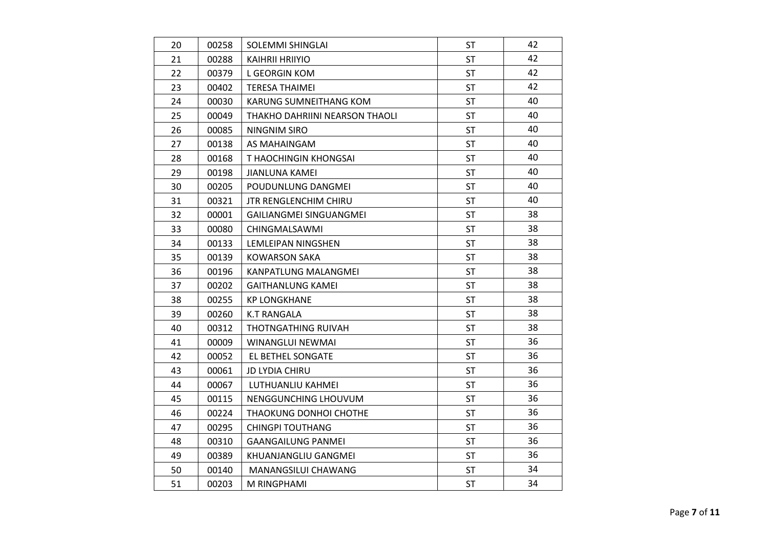| 20 | 00258 | SOLEMMI SHINGLAI | ST | 42 |
|---|---|---|---|---|
| 21 | 00288 | KAIHRII HRIIYIO | ST | 42 |
| 22 | 00379 | L GEORGIN KOM | ST | 42 |
| 23 | 00402 | TERESA THAIMEI | ST | 42 |
| 24 | 00030 | KARUNG SUMNEITHANG KOM | ST | 40 |
| 25 | 00049 | THAKHO DAHRIINI NEARSON THAOLI | ST | 40 |
| 26 | 00085 | NINGNIM SIRO | ST | 40 |
| 27 | 00138 | AS MAHAINGAM | ST | 40 |
| 28 | 00168 | T HAOCHINGIN KHONGSAI | ST | 40 |
| 29 | 00198 | JIANLUNA KAMEI | ST | 40 |
| 30 | 00205 | POUDUNLUNG DANGMEI | ST | 40 |
| 31 | 00321 | JTR RENGLENCHIM CHIRU | ST | 40 |
| 32 | 00001 | GAILIANGMEI SINGUANGMEI | ST | 38 |
| 33 | 00080 | CHINGMALSAWMI | ST | 38 |
| 34 | 00133 | LEMLEIPAN NINGSHEN | ST | 38 |
| 35 | 00139 | KOWARSON SAKA | ST | 38 |
| 36 | 00196 | KANPATLUNG MALANGMEI | ST | 38 |
| 37 | 00202 | GAITHANLUNG KAMEI | ST | 38 |
| 38 | 00255 | KP LONGKHANE | ST | 38 |
| 39 | 00260 | K.T RANGALA | ST | 38 |
| 40 | 00312 | THOTNGATHING RUIVAH | ST | 38 |
| 41 | 00009 | WINANGLUI NEWMAI | ST | 36 |
| 42 | 00052 | EL BETHEL SONGATE | ST | 36 |
| 43 | 00061 | JD LYDIA CHIRU | ST | 36 |
| 44 | 00067 | LUTHUANLIU KAHMEI | ST | 36 |
| 45 | 00115 | NENGGUNCHING LHOUVUM | ST | 36 |
| 46 | 00224 | THAOKUNG DONHOI CHOTHE | ST | 36 |
| 47 | 00295 | CHINGPI TOUTHANG | ST | 36 |
| 48 | 00310 | GAANGAILUNG PANMEI | ST | 36 |
| 49 | 00389 | KHUANJANGLIU GANGMEI | ST | 36 |
| 50 | 00140 | MANANGSILUI CHAWANG | ST | 34 |
| 51 | 00203 | M RINGPHAMI | ST | 34 |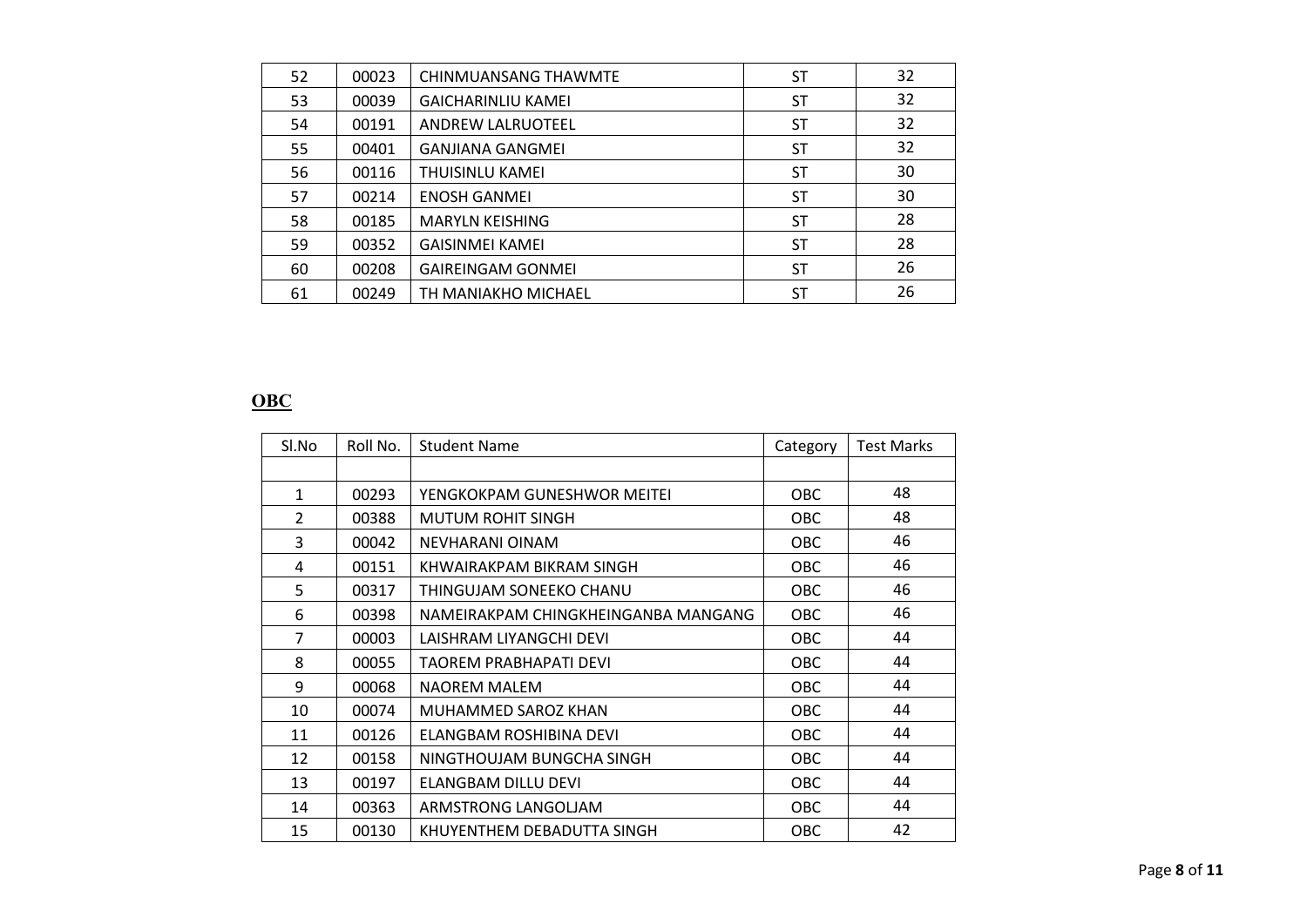| 52 | 00023 | CHINMUANSANG THAWMTE | ST | 32 |
|---|---|---|---|---|
| 53 | 00039 | GAICHARINLIU KAMEI | ST | 32 |
| 54 | 00191 | ANDREW LALRUOTEEL | ST | 32 |
| 55 | 00401 | GANJIANA GANGMEI | ST | 32 |
| 56 | 00116 | THUISINLU KAMEI | ST | 30 |
| 57 | 00214 | ENOSH GANMEI | ST | 30 |
| 58 | 00185 | MARYLN KEISHING | ST | 28 |
| 59 | 00352 | GAISINMEI KAMEI | ST | 28 |
| 60 | 00208 | GAIREINGAM GONMEI | ST | 26 |
| 61 | 00249 | TH MANIAKHO MICHAEL | ST | 26 |

**OBC**

| Sl.No | Roll No. | Student Name | Category | Test Marks |
|---|---|---|---|---|
| | | | | |
| 1 | 00293 | YENGKOKPAM GUNESHWOR MEITEI | OBC | 48 |
| 2 | 00388 | MUTUM ROHIT SINGH | OBC | 48 |
| 3 | 00042 | NEVHARANI OINAM | OBC | 46 |
| 4 | 00151 | KHWAIRAKPAM BIKRAM SINGH | OBC | 46 |
| 5 | 00317 | THINGUJAM SONEEKO CHANU | OBC | 46 |
| 6 | 00398 | NAMEIRAKPAM CHINGKHEINGANBA MANGANG | OBC | 46 |
| 7 | 00003 | LAISHRAM LIYANGCHI DEVI | OBC | 44 |
| 8 | 00055 | TAOREM PRABHAPATI DEVI | OBC | 44 |
| 9 | 00068 | NAOREM MALEM | OBC | 44 |
| 10 | 00074 | MUHAMMED SAROZ KHAN | OBC | 44 |
| 11 | 00126 | ELANGBAM ROSHIBINA DEVI | OBC | 44 |
| 12 | 00158 | NINGTHOUJAM BUNGCHA SINGH | OBC | 44 |
| 13 | 00197 | ELANGBAM DILLU DEVI | OBC | 44 |
| 14 | 00363 | ARMSTRONG LANGOLJAM | OBC | 44 |
| 15 | 00130 | KHUYENTHEM DEBADUTTA SINGH | OBC | 42 |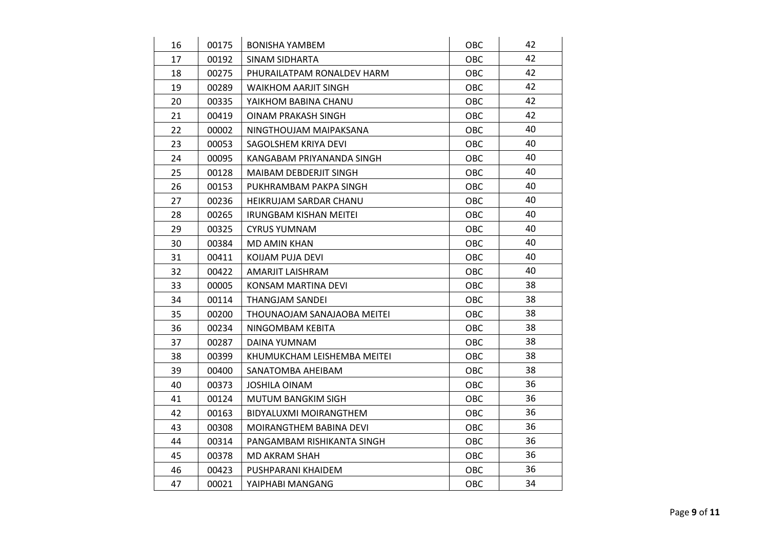| | | | | |
|---|---|---|---|---|
| 16 | 00175 | BONISHA YAMBEM | OBC | 42 |
| 17 | 00192 | SINAM SIDHARTA | OBC | 42 |
| 18 | 00275 | PHURAILATPAM RONALDEV HARM | OBC | 42 |
| 19 | 00289 | WAIKHOM AARJIT SINGH | OBC | 42 |
| 20 | 00335 | YAIKHOM BABINA CHANU | OBC | 42 |
| 21 | 00419 | OINAM PRAKASH SINGH | OBC | 42 |
| 22 | 00002 | NINGTHOUJAM MAIPAKSANA | OBC | 40 |
| 23 | 00053 | SAGOLSHEM KRIYA DEVI | OBC | 40 |
| 24 | 00095 | KANGABAM PRIYANANDA SINGH | OBC | 40 |
| 25 | 00128 | MAIBAM DEBDERJIT SINGH | OBC | 40 |
| 26 | 00153 | PUKHRAMBAM PAKPA SINGH | OBC | 40 |
| 27 | 00236 | HEIKRUJAM SARDAR CHANU | OBC | 40 |
| 28 | 00265 | IRUNGBAM KISHAN MEITEI | OBC | 40 |
| 29 | 00325 | CYRUS YUMNAM | OBC | 40 |
| 30 | 00384 | MD AMIN KHAN | OBC | 40 |
| 31 | 00411 | KOIJAM PUJA DEVI | OBC | 40 |
| 32 | 00422 | AMARJIT LAISHRAM | OBC | 40 |
| 33 | 00005 | KONSAM MARTINA DEVI | OBC | 38 |
| 34 | 00114 | THANGJAM SANDEI | OBC | 38 |
| 35 | 00200 | THOUNAOJAM SANAJAOBA MEITEI | OBC | 38 |
| 36 | 00234 | NINGOMBAM KEBITA | OBC | 38 |
| 37 | 00287 | DAINA YUMNAM | OBC | 38 |
| 38 | 00399 | KHUMUKCHAM LEISHEMBA MEITEI | OBC | 38 |
| 39 | 00400 | SANATOMBA AHEIBAM | OBC | 38 |
| 40 | 00373 | JOSHILA OINAM | OBC | 36 |
| 41 | 00124 | MUTUM BANGKIM SIGH | OBC | 36 |
| 42 | 00163 | BIDYALUXMI MOIRANGTHEM | OBC | 36 |
| 43 | 00308 | MOIRANGTHEM BABINA DEVI | OBC | 36 |
| 44 | 00314 | PANGAMBAM RISHIKANTA SINGH | OBC | 36 |
| 45 | 00378 | MD AKRAM SHAH | OBC | 36 |
| 46 | 00423 | PUSHPARANI KHAIDEM | OBC | 36 |
| 47 | 00021 | YAIPHABI MANGANG | OBC | 34 |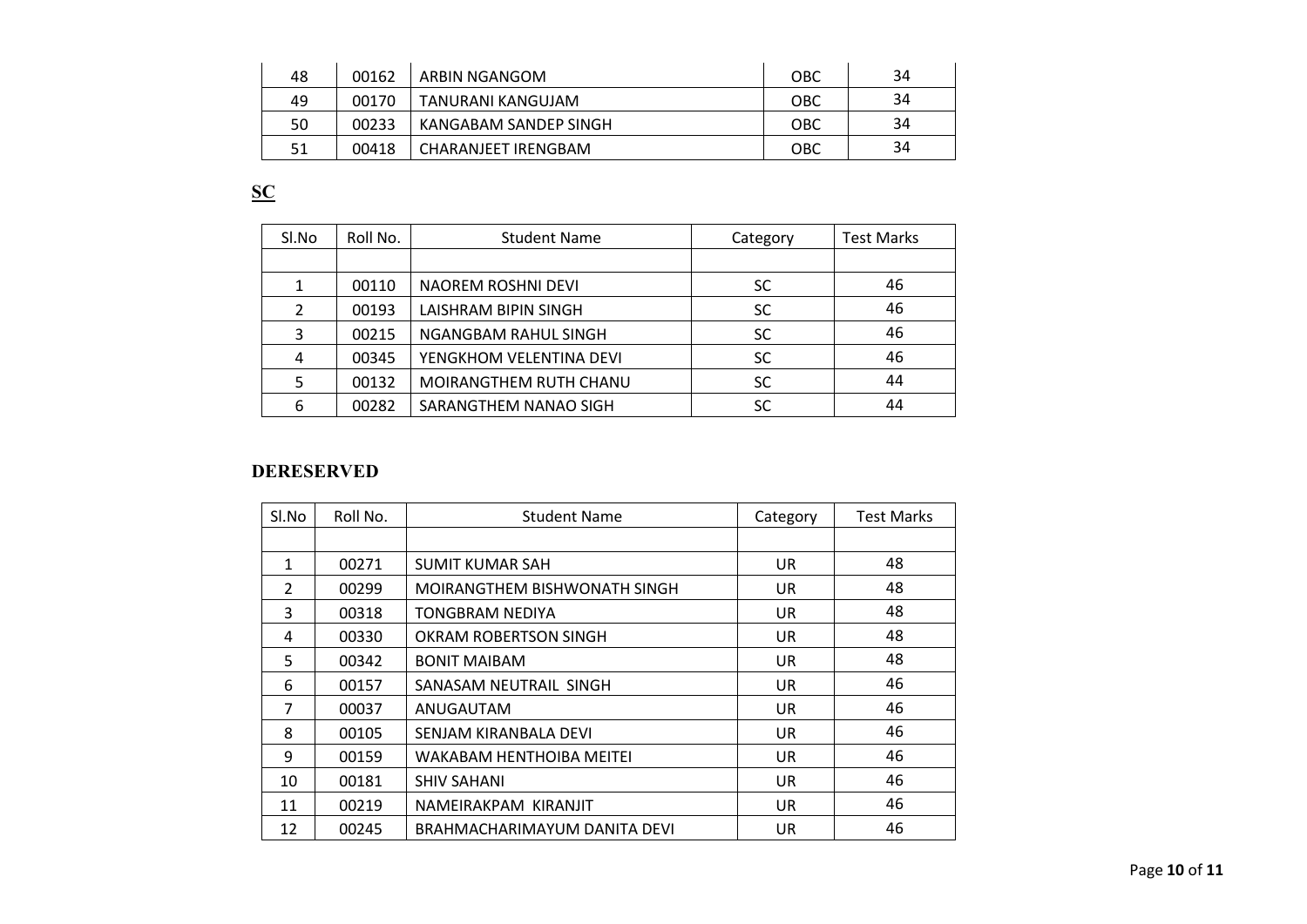| 48 | 00162 | ARBIN NGANGOM | OBC | 34 |
|---|---|---|---|---|
| 49 | 00170 | TANURANI KANGUJAM | OBC | 34 |
| 50 | 00233 | KANGABAM SANDEP SINGH | OBC | 34 |
| 51 | 00418 | CHARANJEET IRENGBAM | OBC | 34 |

**SC**

| Sl.No | Roll No. | Student Name | Category | Test Marks |
|---|---|---|---|---|
| | | | | |
| 1 | 00110 | NAOREM ROSHNI DEVI | SC | 46 |
| 2 | 00193 | LAISHRAM BIPIN SINGH | SC | 46 |
| 3 | 00215 | NGANGBAM RAHUL SINGH | SC | 46 |
| 4 | 00345 | YENGKHOM VELENTINA DEVI | SC | 46 |
| 5 | 00132 | MOIRANGTHEM RUTH CHANU | SC | 44 |
| 6 | 00282 | SARANGTHEM NANAO SIGH | SC | 44 |

**DERESERVED**

| Sl.No | Roll No. | Student Name | Category | Test Marks |
|---|---|---|---|---|
| | | | | |
| 1 | 00271 | SUMIT KUMAR SAH | UR | 48 |
| 2 | 00299 | MOIRANGTHEM BISHWONATH SINGH | UR | 48 |
| 3 | 00318 | TONGBRAM NEDIYA | UR | 48 |
| 4 | 00330 | OKRAM ROBERTSON SINGH | UR | 48 |
| 5 | 00342 | BONIT MAIBAM | UR | 48 |
| 6 | 00157 | SANASAM NEUTRAIL SINGH | UR | 46 |
| 7 | 00037 | ANUGAUTAM | UR | 46 |
| 8 | 00105 | SENJAM KIRANBALA DEVI | UR | 46 |
| 9 | 00159 | WAKABAM HENTHOIBA MEITEI | UR | 46 |
| 10 | 00181 | SHIV SAHANI | UR | 46 |
| 11 | 00219 | NAMEIRAKPAM KIRANJIT | UR | 46 |
| 12 | 00245 | BRAHMACHARIMAYUM DANITA DEVI | UR | 46 |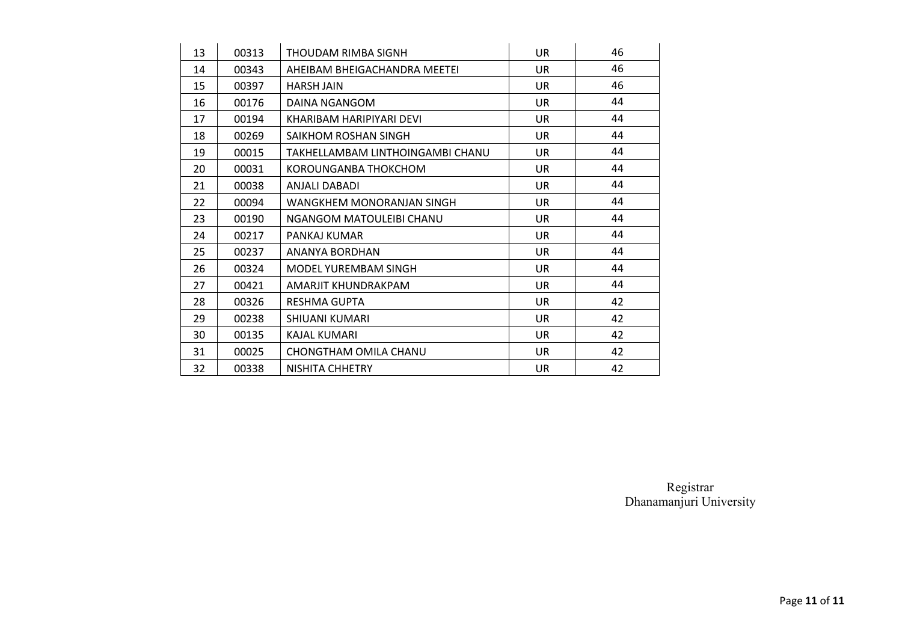| | | | | |
|---|---|---|---|---|
| 13 | 00313 | THOUDAM RIMBA SIGNH | UR | 46 |
| 14 | 00343 | AHEIBAM BHEIGACHANDRA MEETEI | UR | 46 |
| 15 | 00397 | HARSH JAIN | UR | 46 |
| 16 | 00176 | DAINA NGANGOM | UR | 44 |
| 17 | 00194 | KHARIBAM HARIPIYARI DEVI | UR | 44 |
| 18 | 00269 | SAIKHOM ROSHAN SINGH | UR | 44 |
| 19 | 00015 | TAKHELLAMBAM LINTHOINGAMBI CHANU | UR | 44 |
| 20 | 00031 | KOROUNGANBA THOKCHOM | UR | 44 |
| 21 | 00038 | ANJALI DABADI | UR | 44 |
| 22 | 00094 | WANGKHEM MONORANJAN SINGH | UR | 44 |
| 23 | 00190 | NGANGOM MATOULEIBI CHANU | UR | 44 |
| 24 | 00217 | PANKAJ KUMAR | UR | 44 |
| 25 | 00237 | ANANYA BORDHAN | UR | 44 |
| 26 | 00324 | MODEL YUREMBAM SINGH | UR | 44 |
| 27 | 00421 | AMARJIT KHUNDRAKPAM | UR | 44 |
| 28 | 00326 | RESHMA GUPTA | UR | 42 |
| 29 | 00238 | SHIUANI KUMARI | UR | 42 |
| 30 | 00135 | KAJAL KUMARI | UR | 42 |
| 31 | 00025 | CHONGTHAM OMILA CHANU | UR | 42 |
| 32 | 00338 | NISHITA CHHETRY | UR | 42 |

Registrar
Dhanamanjuri University